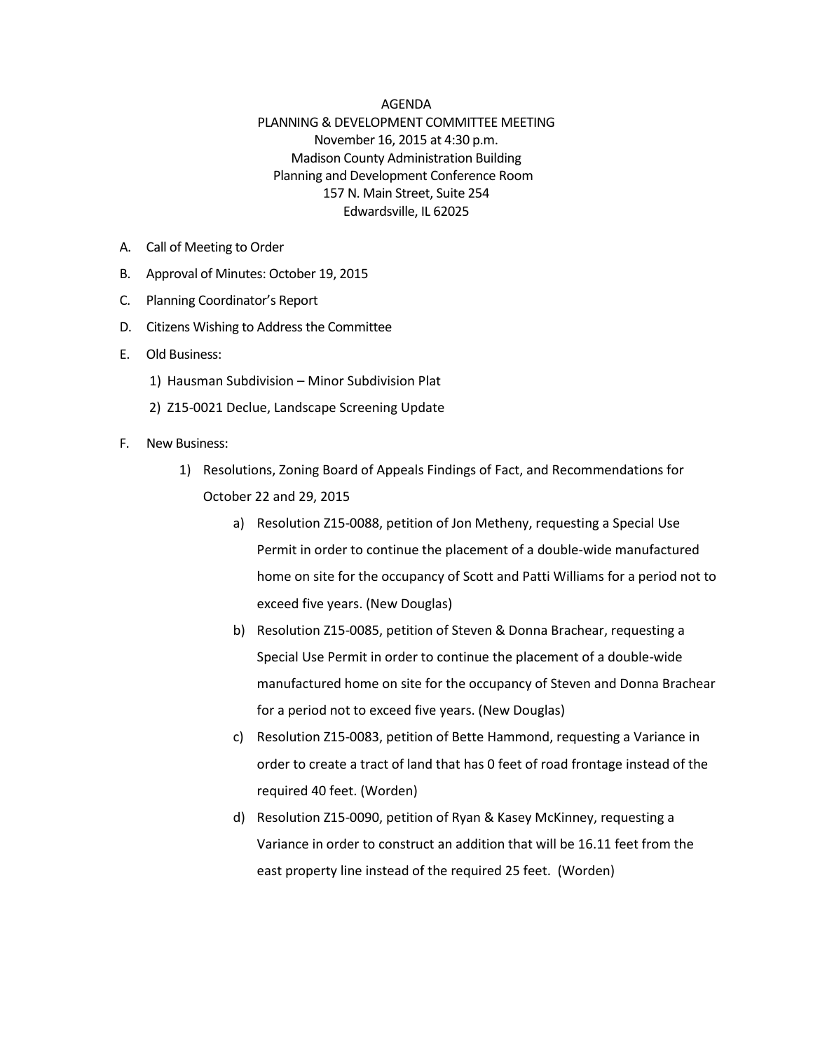# AGENDA

## PLANNING & DEVELOPMENT COMMITTEE MEETING

November 16, 2015 at 4:30 p.m.
Madison County Administration Building
Planning and Development Conference Room
157 N. Main Street, Suite 254
Edwardsville, IL 62025

A. Call of Meeting to Order

B. Approval of Minutes: October 19, 2015

C. Planning Coordinator's Report

D. Citizens Wishing to Address the Committee

E. Old Business:

   1) Hausman Subdivision – Minor Subdivision Plat

   2) Z15-0021 Declue, Landscape Screening Update

F. New Business:

   1) Resolutions, Zoning Board of Appeals Findings of Fact, and Recommendations for October 22 and 29, 2015

      a) Resolution Z15-0088, petition of Jon Metheny, requesting a Special Use Permit in order to continue the placement of a double-wide manufactured home on site for the occupancy of Scott and Patti Williams for a period not to exceed five years. (New Douglas)

      b) Resolution Z15-0085, petition of Steven & Donna Brachear, requesting a Special Use Permit in order to continue the placement of a double-wide manufactured home on site for the occupancy of Steven and Donna Brachear for a period not to exceed five years. (New Douglas)

      c) Resolution Z15-0083, petition of Bette Hammond, requesting a Variance in order to create a tract of land that has 0 feet of road frontage instead of the required 40 feet. (Worden)

      d) Resolution Z15-0090, petition of Ryan & Kasey McKinney, requesting a Variance in order to construct an addition that will be 16.11 feet from the east property line instead of the required 25 feet. (Worden)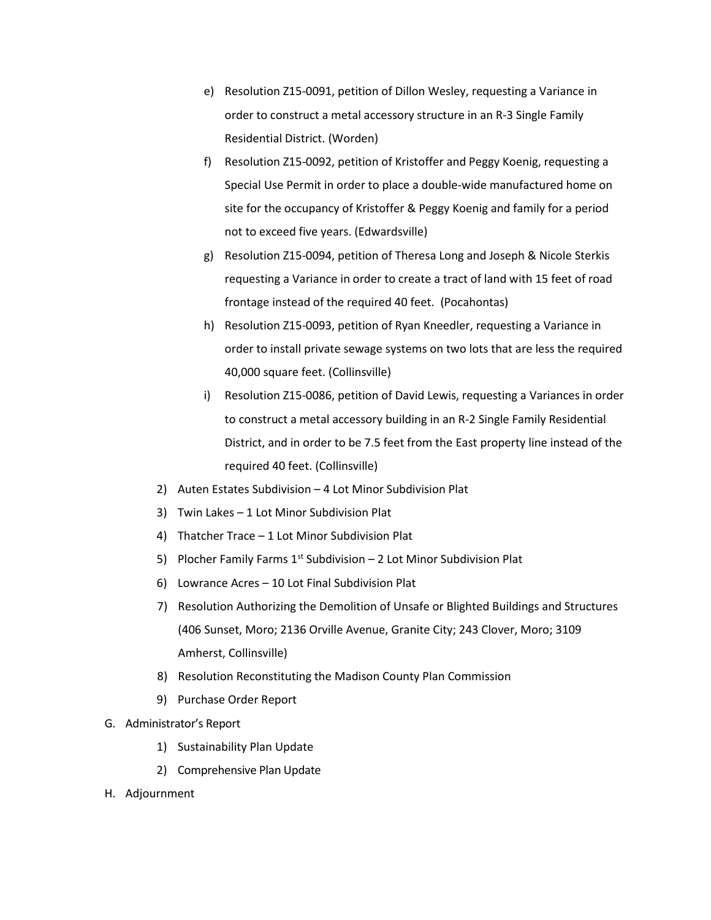e) Resolution Z15-0091, petition of Dillon Wesley, requesting a Variance in order to construct a metal accessory structure in an R-3 Single Family Residential District. (Worden)

f) Resolution Z15-0092, petition of Kristoffer and Peggy Koenig, requesting a Special Use Permit in order to place a double-wide manufactured home on site for the occupancy of Kristoffer & Peggy Koenig and family for a period not to exceed five years. (Edwardsville)

g) Resolution Z15-0094, petition of Theresa Long and Joseph & Nicole Sterkis requesting a Variance in order to create a tract of land with 15 feet of road frontage instead of the required 40 feet. (Pocahontas)

h) Resolution Z15-0093, petition of Ryan Kneedler, requesting a Variance in order to install private sewage systems on two lots that are less the required 40,000 square feet. (Collinsville)

i) Resolution Z15-0086, petition of David Lewis, requesting a Variances in order to construct a metal accessory building in an R-2 Single Family Residential District, and in order to be 7.5 feet from the East property line instead of the required 40 feet. (Collinsville)

2) Auten Estates Subdivision – 4 Lot Minor Subdivision Plat

3) Twin Lakes – 1 Lot Minor Subdivision Plat

4) Thatcher Trace – 1 Lot Minor Subdivision Plat

5) Plocher Family Farms 1st Subdivision – 2 Lot Minor Subdivision Plat

6) Lowrance Acres – 10 Lot Final Subdivision Plat

7) Resolution Authorizing the Demolition of Unsafe or Blighted Buildings and Structures (406 Sunset, Moro; 2136 Orville Avenue, Granite City; 243 Clover, Moro; 3109 Amherst, Collinsville)

8) Resolution Reconstituting the Madison County Plan Commission

9) Purchase Order Report

G. Administrator's Report

1) Sustainability Plan Update

2) Comprehensive Plan Update

H. Adjournment